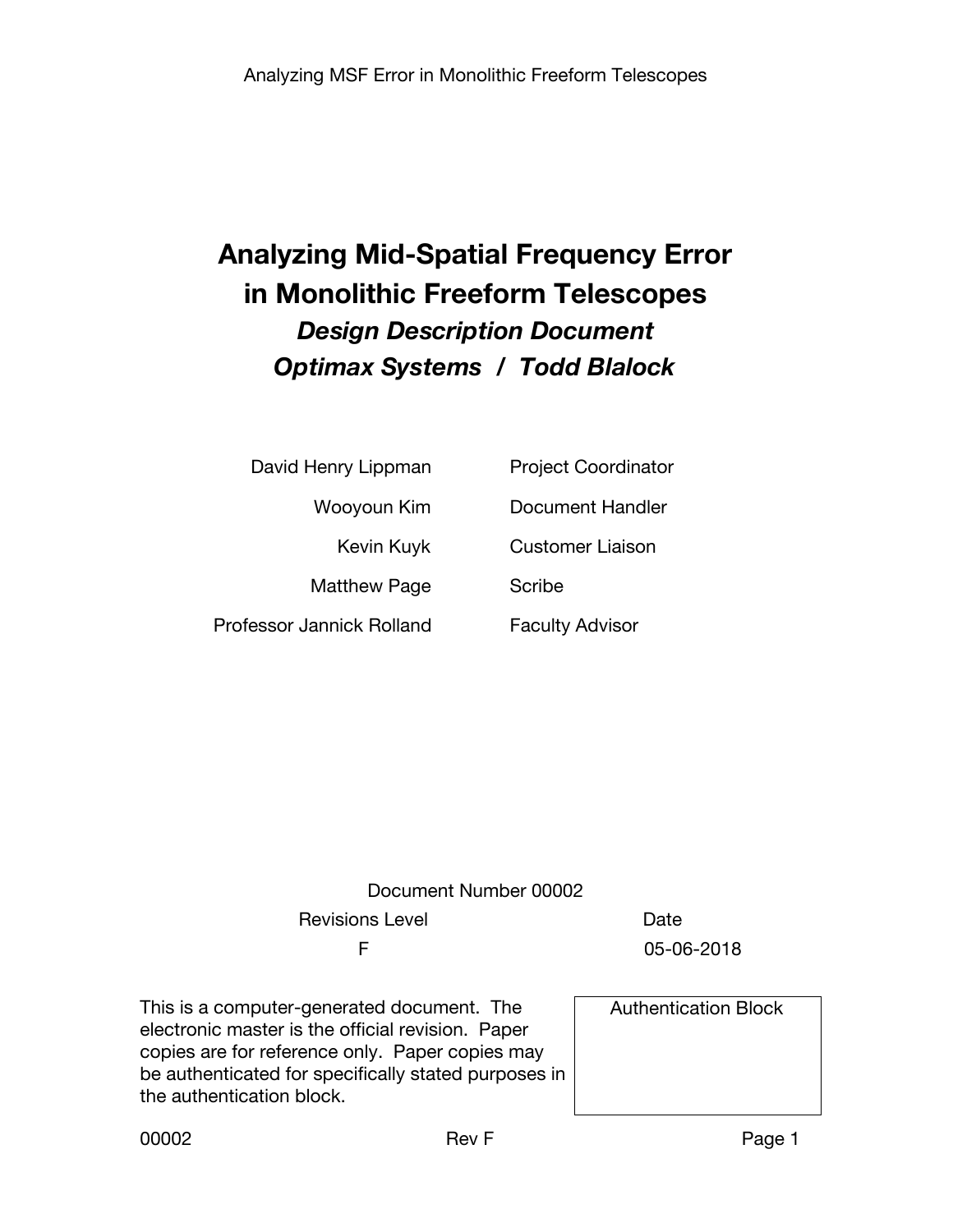# Analyzing Mid-Spatial Frequency Error in Monolithic Freeform Telescopes

## *Design Description Document*

## *Optimax Systems / Todd Blalock*

| | |
|---|---|
| David Henry Lippman | Project Coordinator |
| Wooyoun Kim | Document Handler |
| Kevin Kuyk | Customer Liaison |
| Matthew Page | Scribe |
| Professor Jannick Rolland | Faculty Advisor |

Document Number 00002

| Revisions Level | Date |
|---|---|
| F | 05-06-2018 |

This is a computer-generated document. The electronic master is the official revision. Paper copies are for reference only. Paper copies may be authenticated for specifically stated purposes in the authentication block.

| Authentication Block |
|---|
| |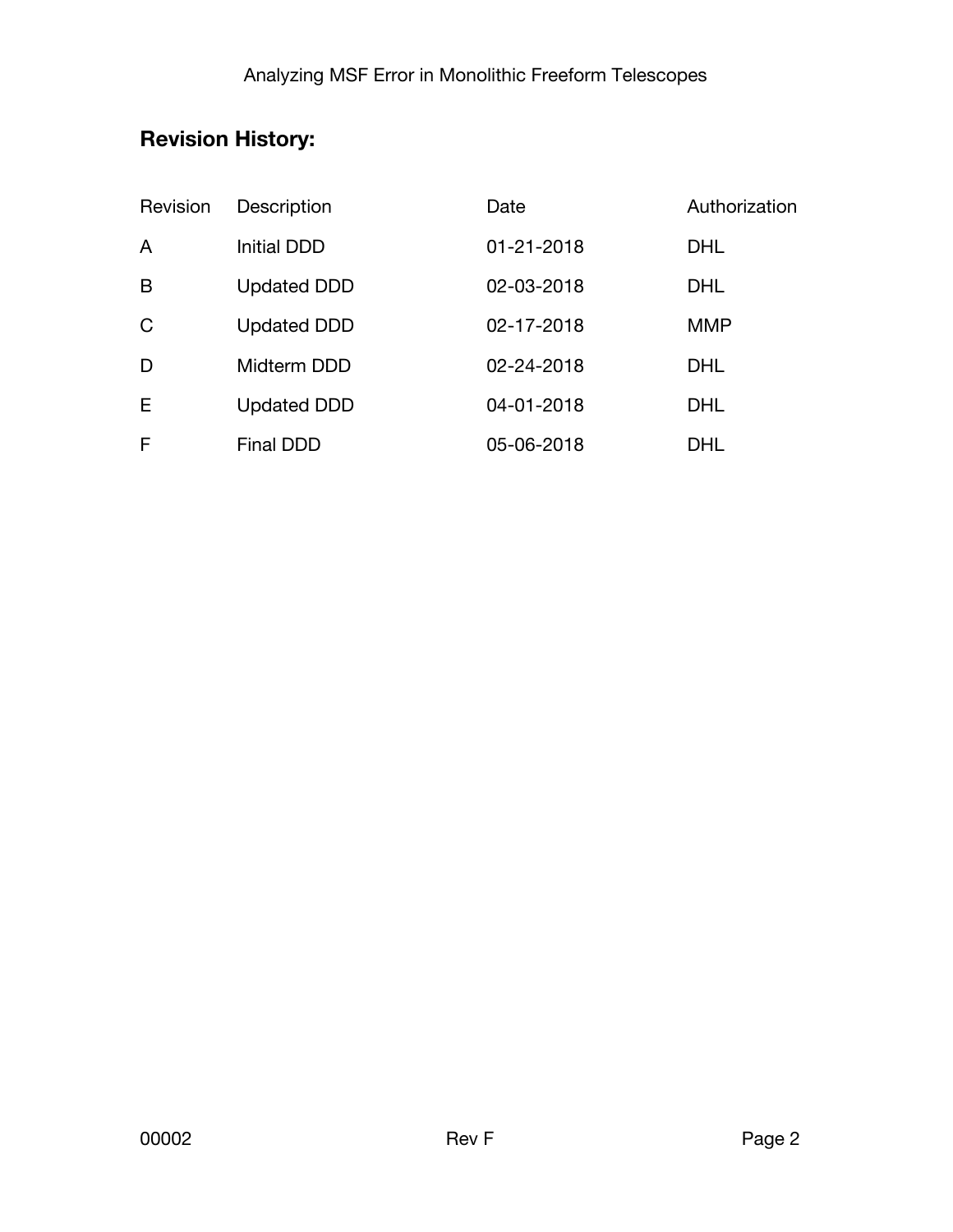## Revision History:

| Revision | Description | Date | Authorization |
| --- | --- | --- | --- |
| A | Initial DDD | 01-21-2018 | DHL |
| B | Updated DDD | 02-03-2018 | DHL |
| C | Updated DDD | 02-17-2018 | MMP |
| D | Midterm DDD | 02-24-2018 | DHL |
| E | Updated DDD | 04-01-2018 | DHL |
| F | Final DDD | 05-06-2018 | DHL |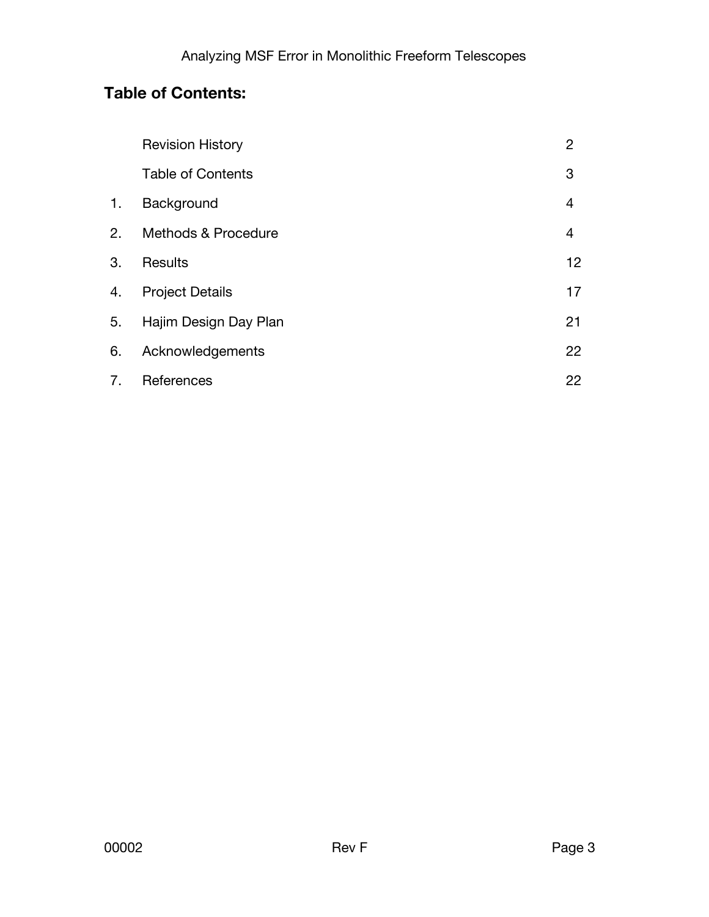## Table of Contents:

| | | |
|---|---|---|
| | Revision History | 2 |
| | Table of Contents | 3 |
| 1. | Background | 4 |
| 2. | Methods & Procedure | 4 |
| 3. | Results | 12 |
| 4. | Project Details | 17 |
| 5. | Hajim Design Day Plan | 21 |
| 6. | Acknowledgements | 22 |
| 7. | References | 22 |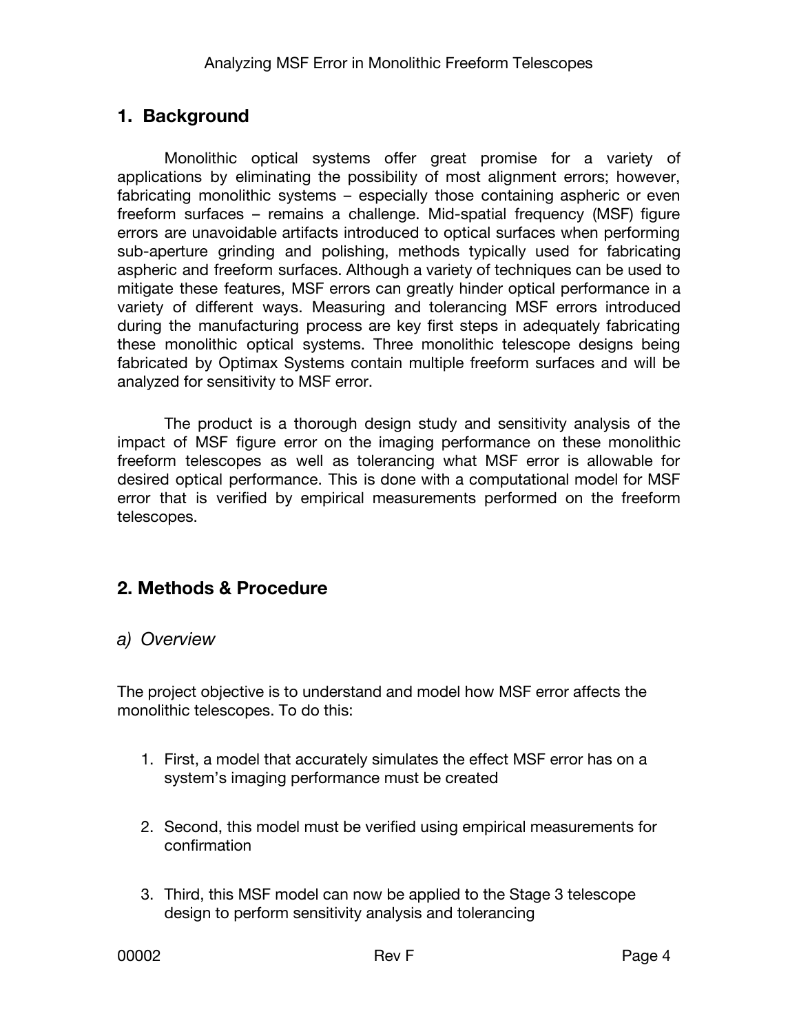## 1. Background

Monolithic optical systems offer great promise for a variety of applications by eliminating the possibility of most alignment errors; however, fabricating monolithic systems – especially those containing aspheric or even freeform surfaces – remains a challenge. Mid-spatial frequency (MSF) figure errors are unavoidable artifacts introduced to optical surfaces when performing sub-aperture grinding and polishing, methods typically used for fabricating aspheric and freeform surfaces. Although a variety of techniques can be used to mitigate these features, MSF errors can greatly hinder optical performance in a variety of different ways. Measuring and tolerancing MSF errors introduced during the manufacturing process are key first steps in adequately fabricating these monolithic optical systems. Three monolithic telescope designs being fabricated by Optimax Systems contain multiple freeform surfaces and will be analyzed for sensitivity to MSF error.

The product is a thorough design study and sensitivity analysis of the impact of MSF figure error on the imaging performance on these monolithic freeform telescopes as well as tolerancing what MSF error is allowable for desired optical performance. This is done with a computational model for MSF error that is verified by empirical measurements performed on the freeform telescopes.

## 2. Methods & Procedure

### *a) Overview*

The project objective is to understand and model how MSF error affects the monolithic telescopes. To do this:

1. First, a model that accurately simulates the effect MSF error has on a system's imaging performance must be created
2. Second, this model must be verified using empirical measurements for confirmation
3. Third, this MSF model can now be applied to the Stage 3 telescope design to perform sensitivity analysis and tolerancing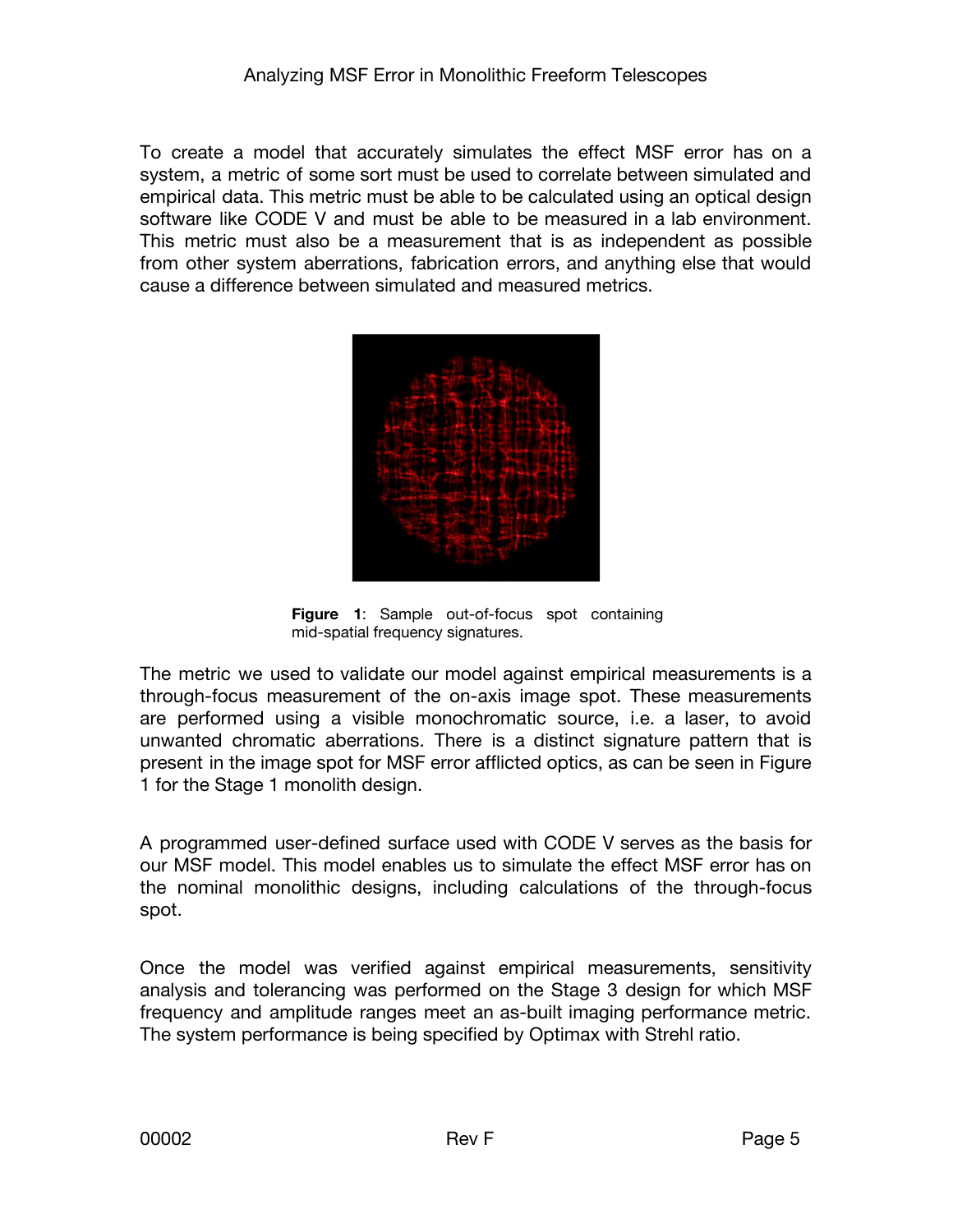To create a model that accurately simulates the effect MSF error has on a system, a metric of some sort must be used to correlate between simulated and empirical data. This metric must be able to be calculated using an optical design software like CODE V and must be able to be measured in a lab environment. This metric must also be a measurement that is as independent as possible from other system aberrations, fabrication errors, and anything else that would cause a difference between simulated and measured metrics.

**Figure 1**: Sample out-of-focus spot containing mid-spatial frequency signatures.

The metric we used to validate our model against empirical measurements is a through-focus measurement of the on-axis image spot. These measurements are performed using a visible monochromatic source, i.e. a laser, to avoid unwanted chromatic aberrations. There is a distinct signature pattern that is present in the image spot for MSF error afflicted optics, as can be seen in Figure 1 for the Stage 1 monolith design.

A programmed user-defined surface used with CODE V serves as the basis for our MSF model. This model enables us to simulate the effect MSF error has on the nominal monolithic designs, including calculations of the through-focus spot.

Once the model was verified against empirical measurements, sensitivity analysis and tolerancing was performed on the Stage 3 design for which MSF frequency and amplitude ranges meet an as-built imaging performance metric. The system performance is being specified by Optimax with Strehl ratio.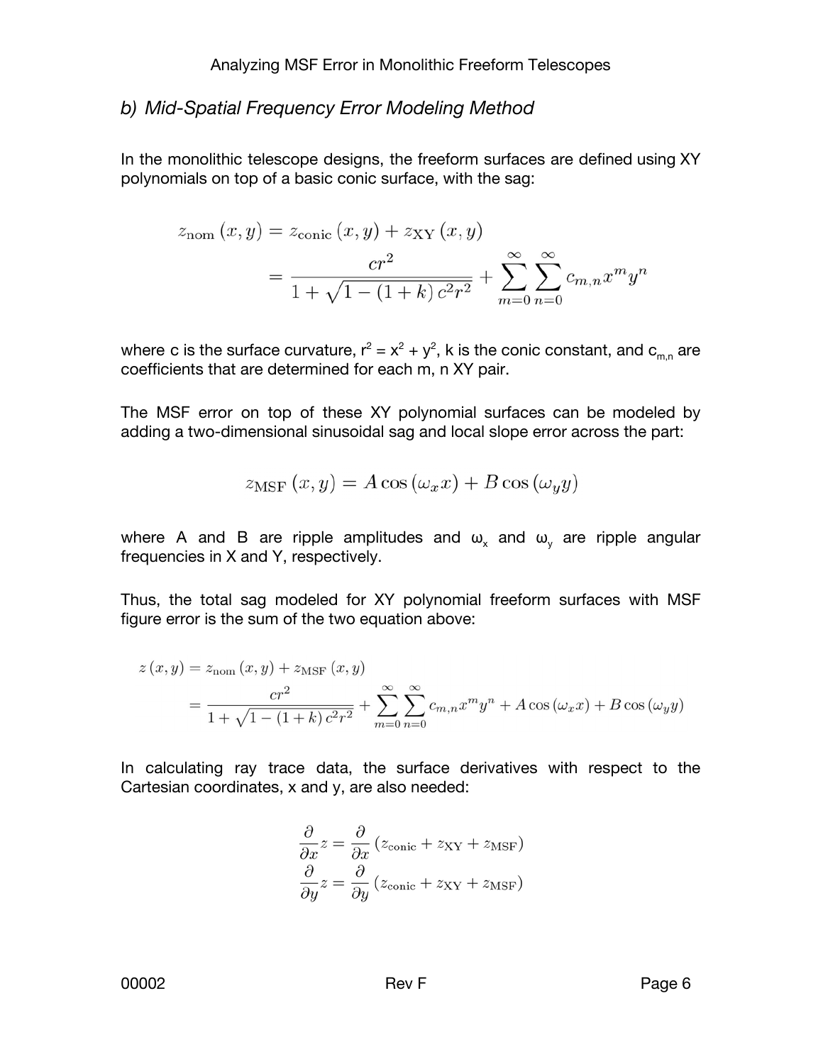### *b) Mid-Spatial Frequency Error Modeling Method*

In the monolithic telescope designs, the freeform surfaces are defined using XY polynomials on top of a basic conic surface, with the sag:

$$
\begin{aligned}
z_{\text{nom}}(x, y) &= z_{\text{conic}}(x, y) + z_{\text{XY}}(x, y) \\
&= \frac{cr^2}{1 + \sqrt{1 - (1 + k) c^2 r^2}} + \sum_{m=0}^{\infty} \sum_{n=0}^{\infty} c_{m,n} x^m y^n
\end{aligned}
$$

where c is the surface curvature, $r^2 = x^2 + y^2$, k is the conic constant, and $c_{m,n}$ are coefficients that are determined for each m, n XY pair.

The MSF error on top of these XY polynomial surfaces can be modeled by adding a two-dimensional sinusoidal sag and local slope error across the part:

$$
z_{\text{MSF}}(x, y) = A \cos(\omega_x x) + B \cos(\omega_y y)
$$

where A and B are ripple amplitudes and $\omega_x$ and $\omega_y$ are ripple angular frequencies in X and Y, respectively.

Thus, the total sag modeled for XY polynomial freeform surfaces with MSF figure error is the sum of the two equation above:

$$
\begin{aligned}
z(x, y) &= z_{\text{nom}}(x, y) + z_{\text{MSF}}(x, y) \\
&= \frac{cr^2}{1 + \sqrt{1 - (1 + k) c^2 r^2}} + \sum_{m=0}^{\infty} \sum_{n=0}^{\infty} c_{m,n} x^m y^n + A \cos(\omega_x x) + B \cos(\omega_y y)
\end{aligned}
$$

In calculating ray trace data, the surface derivatives with respect to the Cartesian coordinates, x and y, are also needed:

$$
\begin{aligned}
\frac{\partial}{\partial x} z &= \frac{\partial}{\partial x} \left( z_{\text{conic}} + z_{\text{XY}} + z_{\text{MSF}} \right) \\
\frac{\partial}{\partial y} z &= \frac{\partial}{\partial y} \left( z_{\text{conic}} + z_{\text{XY}} + z_{\text{MSF}} \right)
\end{aligned}
$$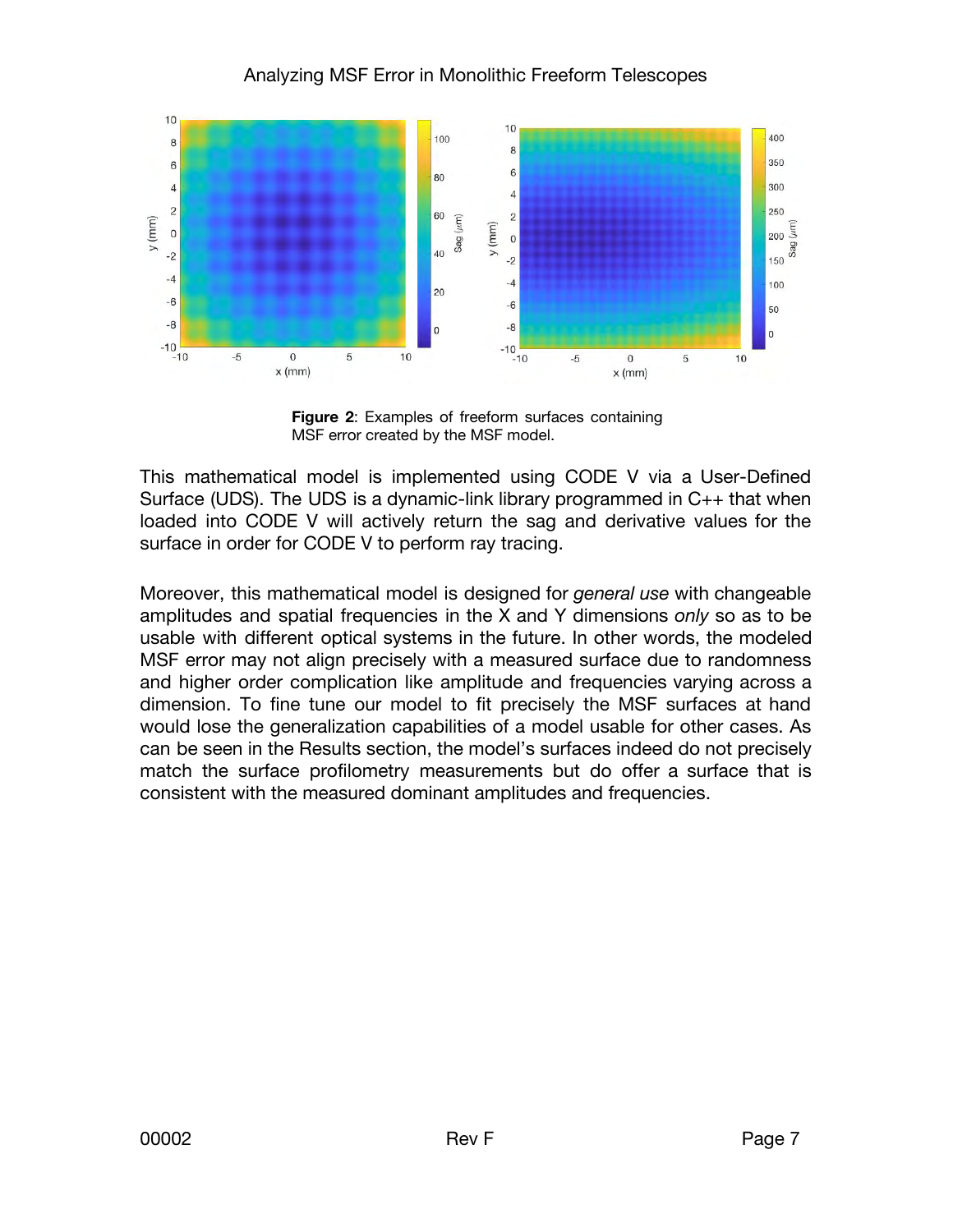**Figure 2**: Examples of freeform surfaces containing MSF error created by the MSF model.

This mathematical model is implemented using CODE V via a User-Defined Surface (UDS). The UDS is a dynamic-link library programmed in C++ that when loaded into CODE V will actively return the sag and derivative values for the surface in order for CODE V to perform ray tracing.

Moreover, this mathematical model is designed for *general use* with changeable amplitudes and spatial frequencies in the X and Y dimensions *only* so as to be usable with different optical systems in the future. In other words, the modeled MSF error may not align precisely with a measured surface due to randomness and higher order complication like amplitude and frequencies varying across a dimension. To fine tune our model to fit precisely the MSF surfaces at hand would lose the generalization capabilities of a model usable for other cases. As can be seen in the Results section, the model's surfaces indeed do not precisely match the surface profilometry measurements but do offer a surface that is consistent with the measured dominant amplitudes and frequencies.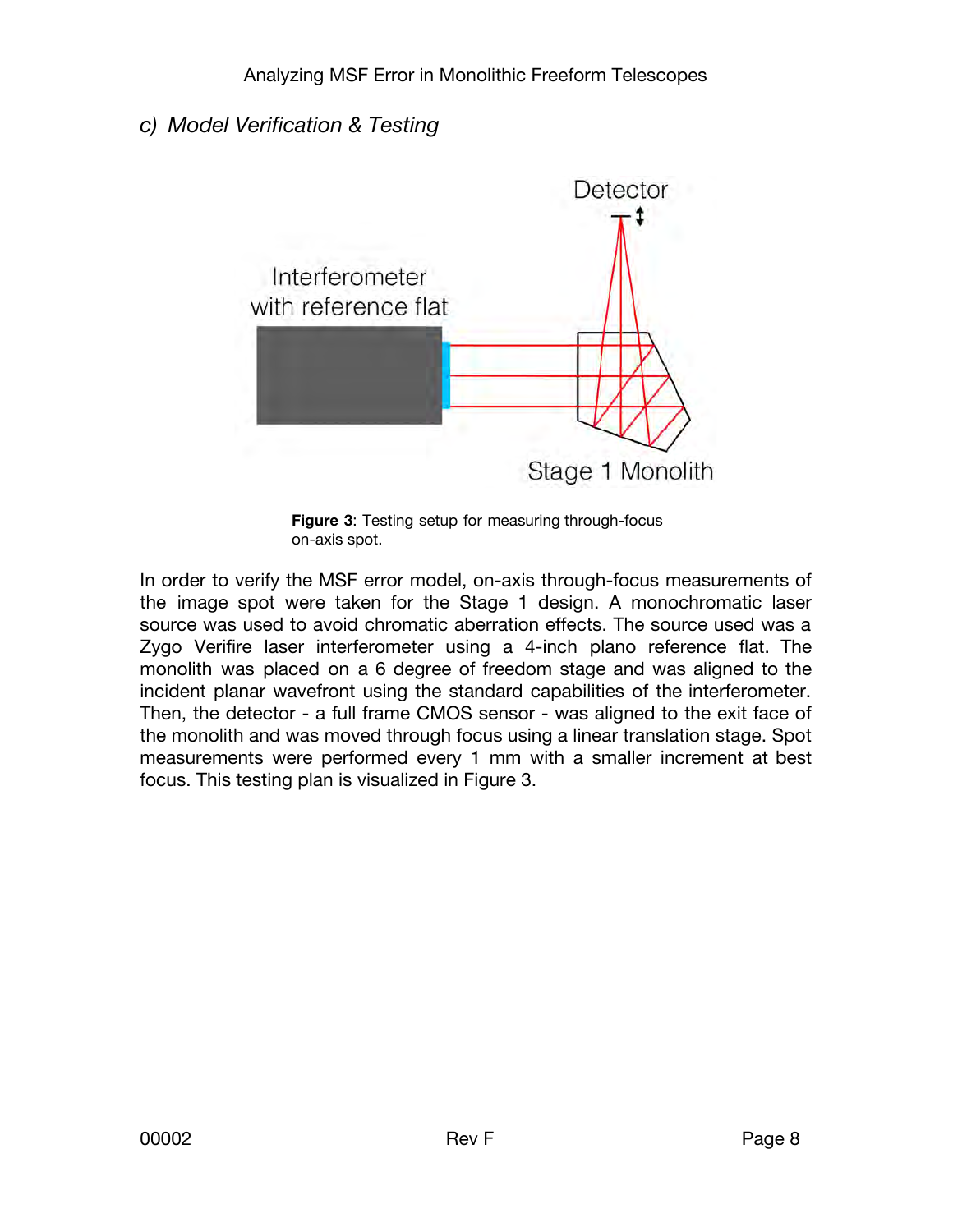### c) *Model Verification & Testing*

**Figure 3**: Testing setup for measuring through-focus on-axis spot.

In order to verify the MSF error model, on-axis through-focus measurements of the image spot were taken for the Stage 1 design. A monochromatic laser source was used to avoid chromatic aberration effects. The source used was a Zygo Verifire laser interferometer using a 4-inch plano reference flat. The monolith was placed on a 6 degree of freedom stage and was aligned to the incident planar wavefront using the standard capabilities of the interferometer. Then, the detector - a full frame CMOS sensor - was aligned to the exit face of the monolith and was moved through focus using a linear translation stage. Spot measurements were performed every 1 mm with a smaller increment at best focus. This testing plan is visualized in Figure 3.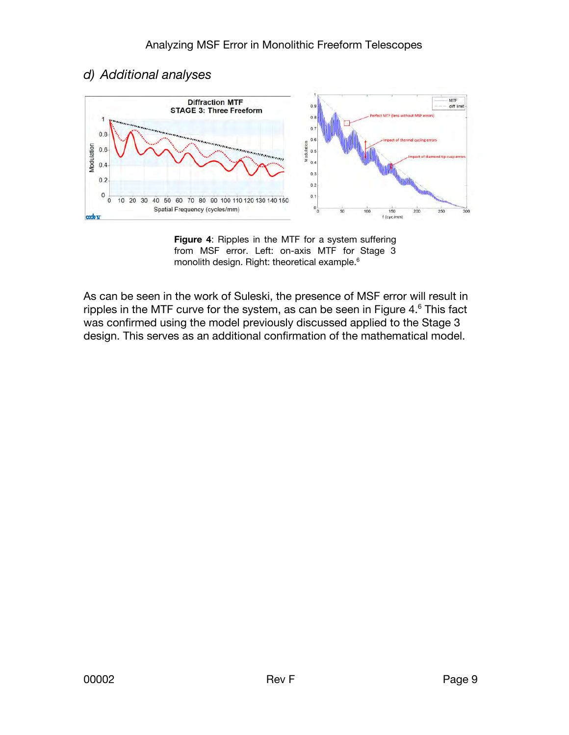## d) Additional analyses

**Figure 4**: Ripples in the MTF for a system suffering from MSF error. Left: on-axis MTF for Stage 3 monolith design. Right: theoretical example.[6]

As can be seen in the work of Suleski, the presence of MSF error will result in ripples in the MTF curve for the system, as can be seen in Figure 4.[6] This fact was confirmed using the model previously discussed applied to the Stage 3 design. This serves as an additional confirmation of the mathematical model.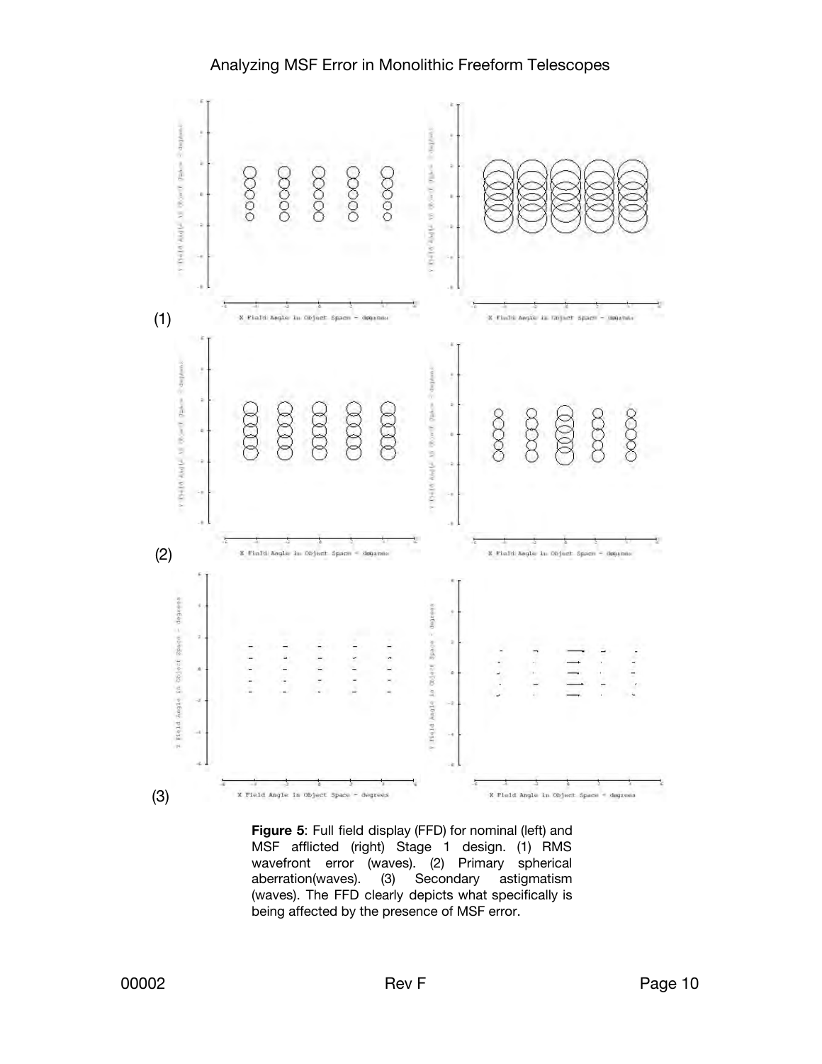(1)

(2)

(3)

**Figure 5**: Full field display (FFD) for nominal (left) and MSF afflicted (right) Stage 1 design. (1) RMS wavefront error (waves). (2) Primary spherical aberration(waves). (3) Secondary astigmatism (waves). The FFD clearly depicts what specifically is being affected by the presence of MSF error.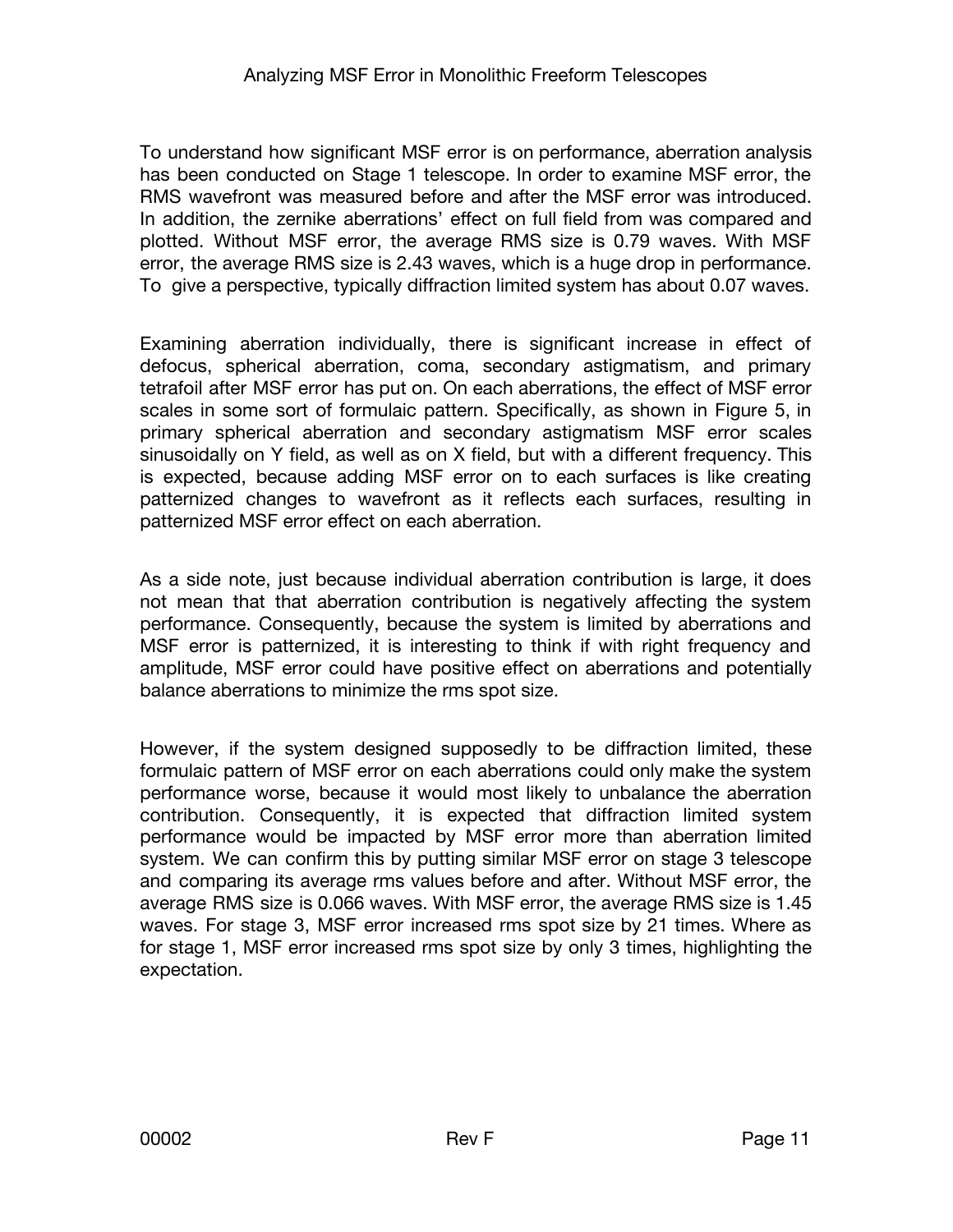To understand how significant MSF error is on performance, aberration analysis has been conducted on Stage 1 telescope. In order to examine MSF error, the RMS wavefront was measured before and after the MSF error was introduced. In addition, the zernike aberrations' effect on full field from was compared and plotted. Without MSF error, the average RMS size is 0.79 waves. With MSF error, the average RMS size is 2.43 waves, which is a huge drop in performance. To give a perspective, typically diffraction limited system has about 0.07 waves.

Examining aberration individually, there is significant increase in effect of defocus, spherical aberration, coma, secondary astigmatism, and primary tetrafoil after MSF error has put on. On each aberrations, the effect of MSF error scales in some sort of formulaic pattern. Specifically, as shown in Figure 5, in primary spherical aberration and secondary astigmatism MSF error scales sinusoidally on Y field, as well as on X field, but with a different frequency. This is expected, because adding MSF error on to each surfaces is like creating patternized changes to wavefront as it reflects each surfaces, resulting in patternized MSF error effect on each aberration.

As a side note, just because individual aberration contribution is large, it does not mean that that aberration contribution is negatively affecting the system performance. Consequently, because the system is limited by aberrations and MSF error is patternized, it is interesting to think if with right frequency and amplitude, MSF error could have positive effect on aberrations and potentially balance aberrations to minimize the rms spot size.

However, if the system designed supposedly to be diffraction limited, these formulaic pattern of MSF error on each aberrations could only make the system performance worse, because it would most likely to unbalance the aberration contribution. Consequently, it is expected that diffraction limited system performance would be impacted by MSF error more than aberration limited system. We can confirm this by putting similar MSF error on stage 3 telescope and comparing its average rms values before and after. Without MSF error, the average RMS size is 0.066 waves. With MSF error, the average RMS size is 1.45 waves. For stage 3, MSF error increased rms spot size by 21 times. Where as for stage 1, MSF error increased rms spot size by only 3 times, highlighting the expectation.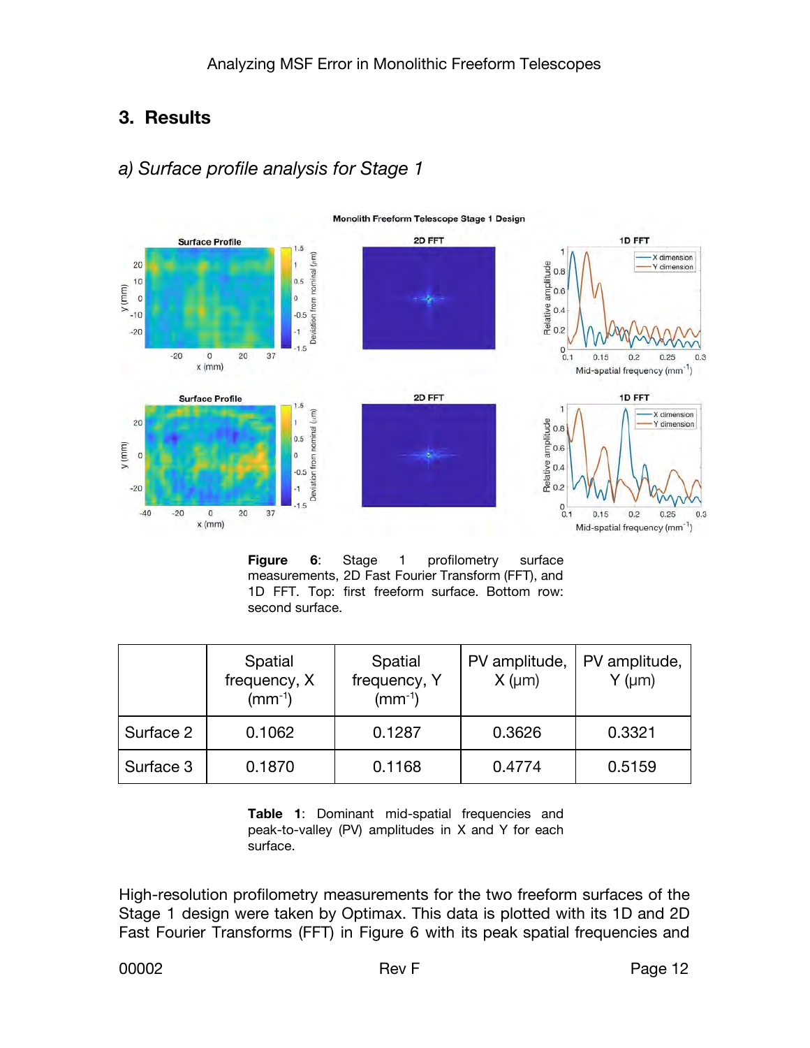## 3. Results

### *a) Surface profile analysis for Stage 1*

**Figure 6**: Stage 1 profilometry surface measurements, 2D Fast Fourier Transform (FFT), and 1D FFT. Top: first freeform surface. Bottom row: second surface.

| | Spatial frequency, X ($mm^{-1}$) | Spatial frequency, Y ($mm^{-1}$) | PV amplitude, X (μm) | PV amplitude, Y (μm) |
|---|---|---|---|---|
| Surface 2 | 0.1062 | 0.1287 | 0.3626 | 0.3321 |
| Surface 3 | 0.1870 | 0.1168 | 0.4774 | 0.5159 |

**Table 1**: Dominant mid-spatial frequencies and peak-to-valley (PV) amplitudes in X and Y for each surface.

High-resolution profilometry measurements for the two freeform surfaces of the Stage 1 design were taken by Optimax. This data is plotted with its 1D and 2D Fast Fourier Transforms (FFT) in Figure 6 with its peak spatial frequencies and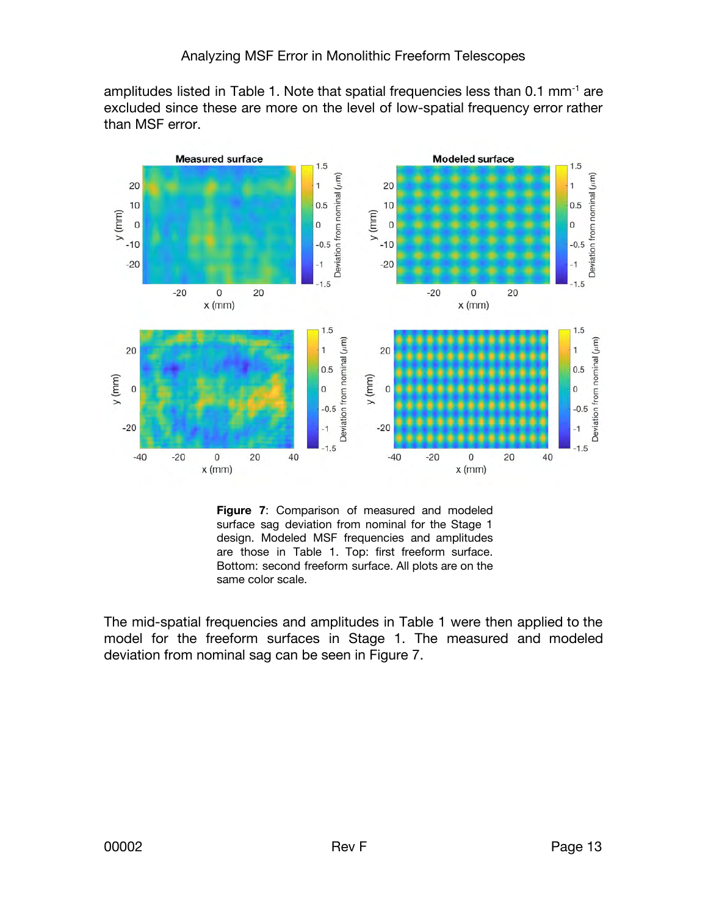amplitudes listed in Table 1. Note that spatial frequencies less than 0.1 mm$^{-1}$ are excluded since these are more on the level of low-spatial frequency error rather than MSF error.

**Figure 7**: Comparison of measured and modeled surface sag deviation from nominal for the Stage 1 design. Modeled MSF frequencies and amplitudes are those in Table 1. Top: first freeform surface. Bottom: second freeform surface. All plots are on the same color scale.

The mid-spatial frequencies and amplitudes in Table 1 were then applied to the model for the freeform surfaces in Stage 1. The measured and modeled deviation from nominal sag can be seen in Figure 7.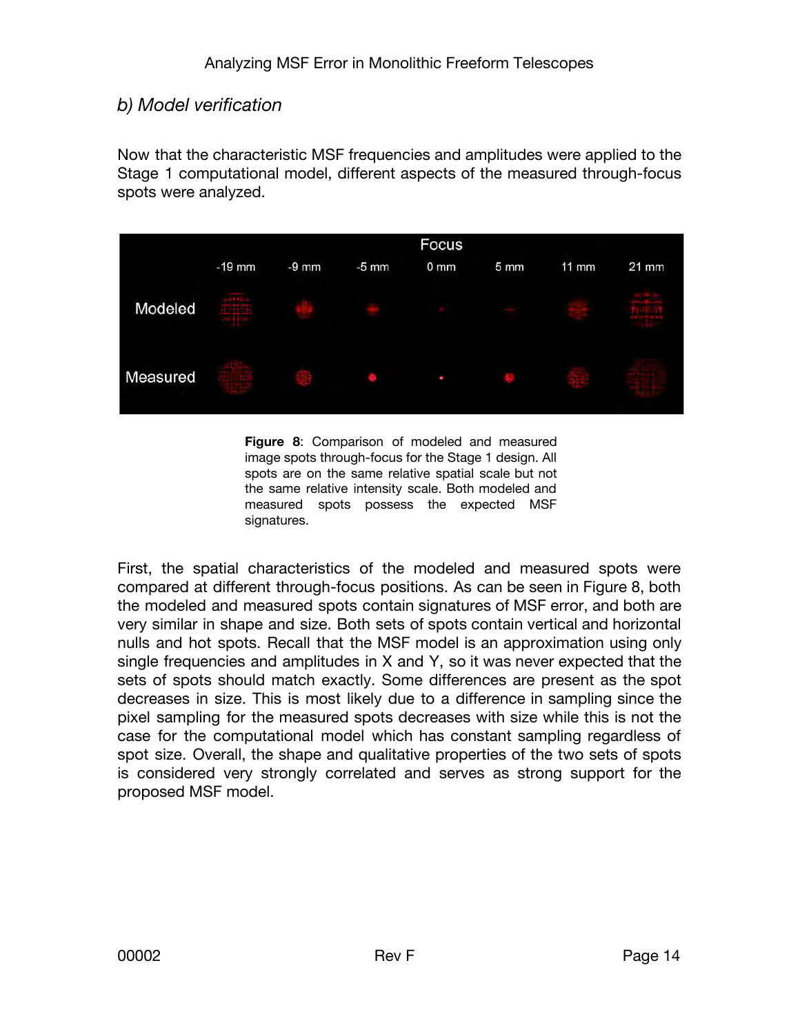## b) Model verification

Now that the characteristic MSF frequencies and amplitudes were applied to the Stage 1 computational model, different aspects of the measured through-focus spots were analyzed.

**Figure 8**: Comparison of modeled and measured image spots through-focus for the Stage 1 design. All spots are on the same relative spatial scale but not the same relative intensity scale. Both modeled and measured spots possess the expected MSF signatures.

First, the spatial characteristics of the modeled and measured spots were compared at different through-focus positions. As can be seen in Figure 8, both the modeled and measured spots contain signatures of MSF error, and both are very similar in shape and size. Both sets of spots contain vertical and horizontal nulls and hot spots. Recall that the MSF model is an approximation using only single frequencies and amplitudes in X and Y, so it was never expected that the sets of spots should match exactly. Some differences are present as the spot decreases in size. This is most likely due to a difference in sampling since the pixel sampling for the measured spots decreases with size while this is not the case for the computational model which has constant sampling regardless of spot size. Overall, the shape and qualitative properties of the two sets of spots is considered very strongly correlated and serves as strong support for the proposed MSF model.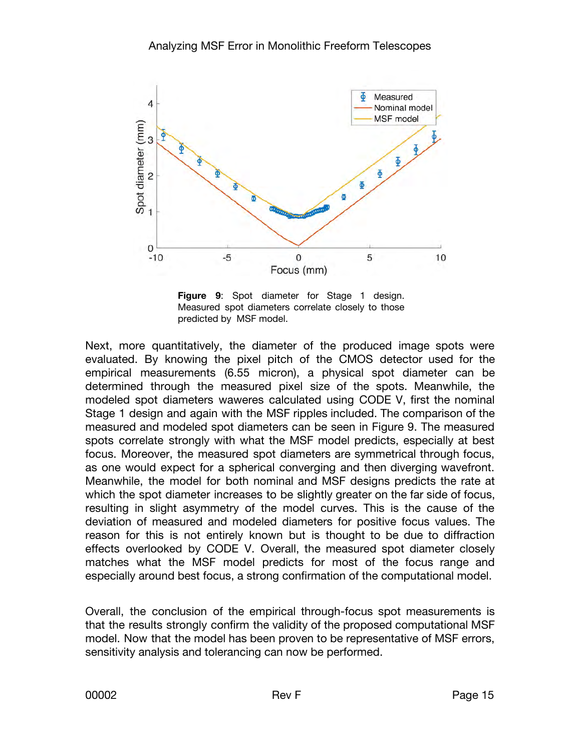**Figure 9**: Spot diameter for Stage 1 design. Measured spot diameters correlate closely to those predicted by MSF model.

Next, more quantitatively, the diameter of the produced image spots were evaluated. By knowing the pixel pitch of the CMOS detector used for the empirical measurements (6.55 micron), a physical spot diameter can be determined through the measured pixel size of the spots. Meanwhile, the modeled spot diameters wawweres calculated using CODE V, first the nominal Stage 1 design and again with the MSF ripples included. The comparison of the measured and modeled spot diameters can be seen in Figure 9. The measured spots correlate strongly with what the MSF model predicts, especially at best focus. Moreover, the measured spot diameters are symmetrical through focus, as one would expect for a spherical converging and then diverging wavefront. Meanwhile, the model for both nominal and MSF designs predicts the rate at which the spot diameter increases to be slightly greater on the far side of focus, resulting in slight asymmetry of the model curves. This is the cause of the deviation of measured and modeled diameters for positive focus values. The reason for this is not entirely known but is thought to be due to diffraction effects overlooked by CODE V. Overall, the measured spot diameter closely matches what the MSF model predicts for most of the focus range and especially around best focus, a strong confirmation of the computational model.

Overall, the conclusion of the empirical through-focus spot measurements is that the results strongly confirm the validity of the proposed computational MSF model. Now that the model has been proven to be representative of MSF errors, sensitivity analysis and tolerancing can now be performed.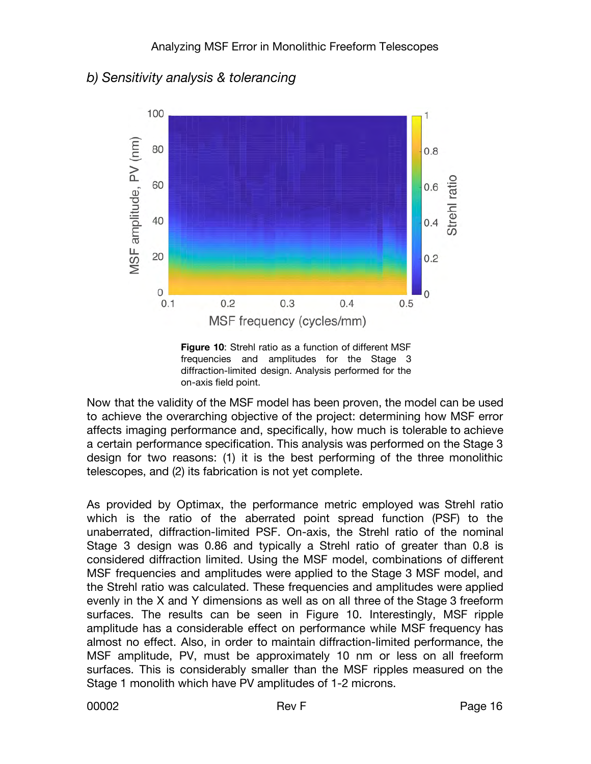## b) Sensitivity analysis & tolerancing

**Figure 10**: Strehl ratio as a function of different MSF frequencies and amplitudes for the Stage 3 diffraction-limited design. Analysis performed for the on-axis field point.

Now that the validity of the MSF model has been proven, the model can be used to achieve the overarching objective of the project: determining how MSF error affects imaging performance and, specifically, how much is tolerable to achieve a certain performance specification. This analysis was performed on the Stage 3 design for two reasons: (1) it is the best performing of the three monolithic telescopes, and (2) its fabrication is not yet complete.

As provided by Optimax, the performance metric employed was Strehl ratio which is the ratio of the aberrated point spread function (PSF) to the unaberrated, diffraction-limited PSF. On-axis, the Strehl ratio of the nominal Stage 3 design was 0.86 and typically a Strehl ratio of greater than 0.8 is considered diffraction limited. Using the MSF model, combinations of different MSF frequencies and amplitudes were applied to the Stage 3 MSF model, and the Strehl ratio was calculated. These frequencies and amplitudes were applied evenly in the X and Y dimensions as well as on all three of the Stage 3 freeform surfaces. The results can be seen in Figure 10. Interestingly, MSF ripple amplitude has a considerable effect on performance while MSF frequency has almost no effect. Also, in order to maintain diffraction-limited performance, the MSF amplitude, PV, must be approximately 10 nm or less on all freeform surfaces. This is considerably smaller than the MSF ripples measured on the Stage 1 monolith which have PV amplitudes of 1-2 microns.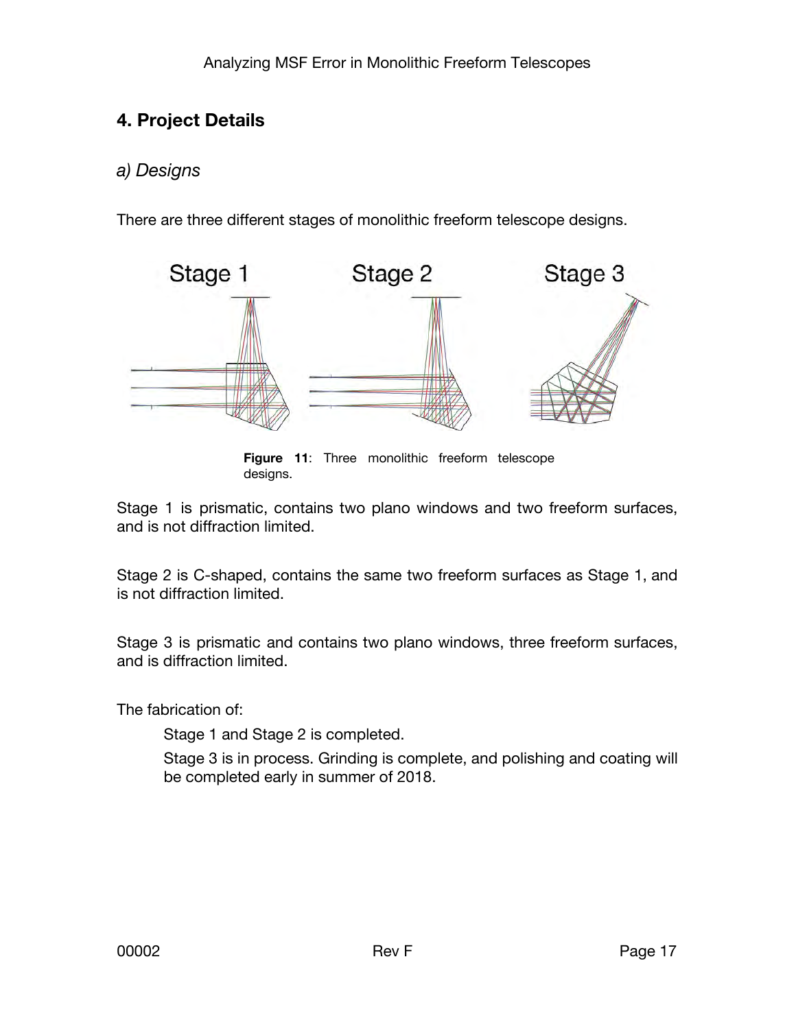## 4. Project Details

### *a) Designs*

There are three different stages of monolithic freeform telescope designs.

**Figure 11**: Three monolithic freeform telescope designs.

Stage 1 is prismatic, contains two plano windows and two freeform surfaces, and is not diffraction limited.

Stage 2 is C-shaped, contains the same two freeform surfaces as Stage 1, and is not diffraction limited.

Stage 3 is prismatic and contains two plano windows, three freeform surfaces, and is diffraction limited.

The fabrication of:

> Stage 1 and Stage 2 is completed.
>
> Stage 3 is in process. Grinding is complete, and polishing and coating will be completed early in summer of 2018.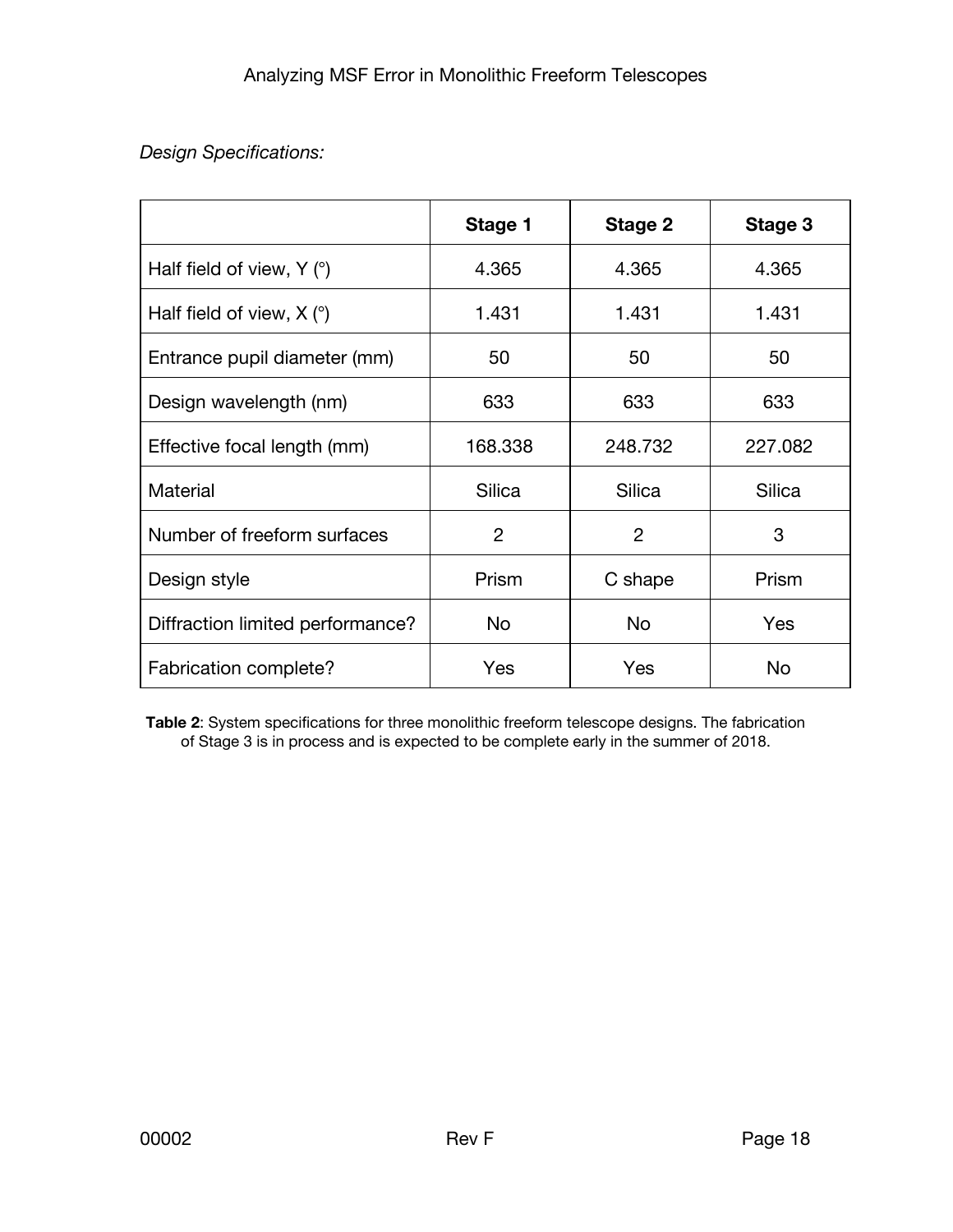*Design Specifications:*

| | **Stage 1** | **Stage 2** | **Stage 3** |
|---|---|---|---|
| Half field of view, Y (°) | 4.365 | 4.365 | 4.365 |
| Half field of view, X (°) | 1.431 | 1.431 | 1.431 |
| Entrance pupil diameter (mm) | 50 | 50 | 50 |
| Design wavelength (nm) | 633 | 633 | 633 |
| Effective focal length (mm) | 168.338 | 248.732 | 227.082 |
| Material | Silica | Silica | Silica |
| Number of freeform surfaces | 2 | 2 | 3 |
| Design style | Prism | C shape | Prism |
| Diffraction limited performance? | No | No | Yes |
| Fabrication complete? | Yes | Yes | No |

**Table 2**: System specifications for three monolithic freeform telescope designs. The fabrication of Stage 3 is in process and is expected to be complete early in the summer of 2018.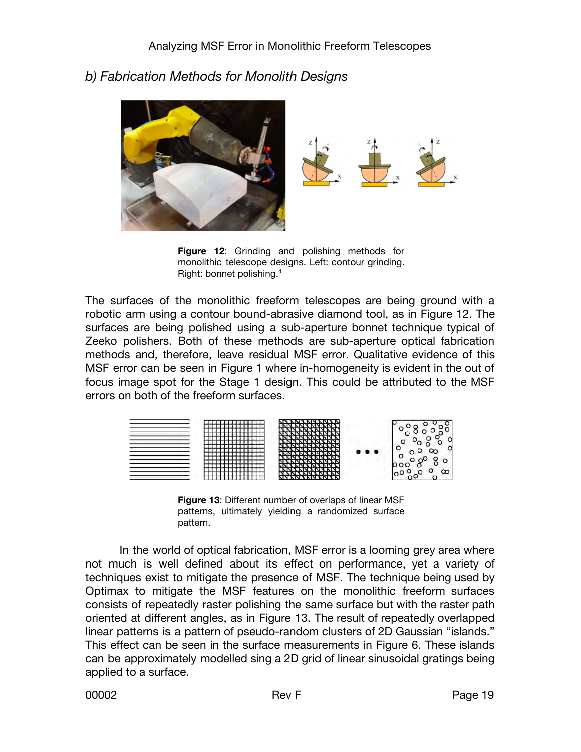## b) Fabrication Methods for Monolith Designs

**Figure 12**: Grinding and polishing methods for monolithic telescope designs. Left: contour grinding. Right: bonnet polishing.[4]

The surfaces of the monolithic freeform telescopes are being ground with a robotic arm using a contour bound-abrasive diamond tool, as in Figure 12. The surfaces are being polished using a sub-aperture bonnet technique typical of Zeeko polishers. Both of these methods are sub-aperture optical fabrication methods and, therefore, leave residual MSF error. Qualitative evidence of this MSF error can be seen in Figure 1 where in-homogeneity is evident in the out of focus image spot for the Stage 1 design. This could be attributed to the MSF errors on both of the freeform surfaces.

**Figure 13**: Different number of overlaps of linear MSF patterns, ultimately yielding a randomized surface pattern.

In the world of optical fabrication, MSF error is a looming grey area where not much is well defined about its effect on performance, yet a variety of techniques exist to mitigate the presence of MSF. The technique being used by Optimax to mitigate the MSF features on the monolithic freeform surfaces consists of repeatedly raster polishing the same surface but with the raster path oriented at different angles, as in Figure 13. The result of repeatedly overlapped linear patterns is a pattern of pseudo-random clusters of 2D Gaussian "islands." This effect can be seen in the surface measurements in Figure 6. These islands can be approximately modelled sing a 2D grid of linear sinusoidal gratings being applied to a surface.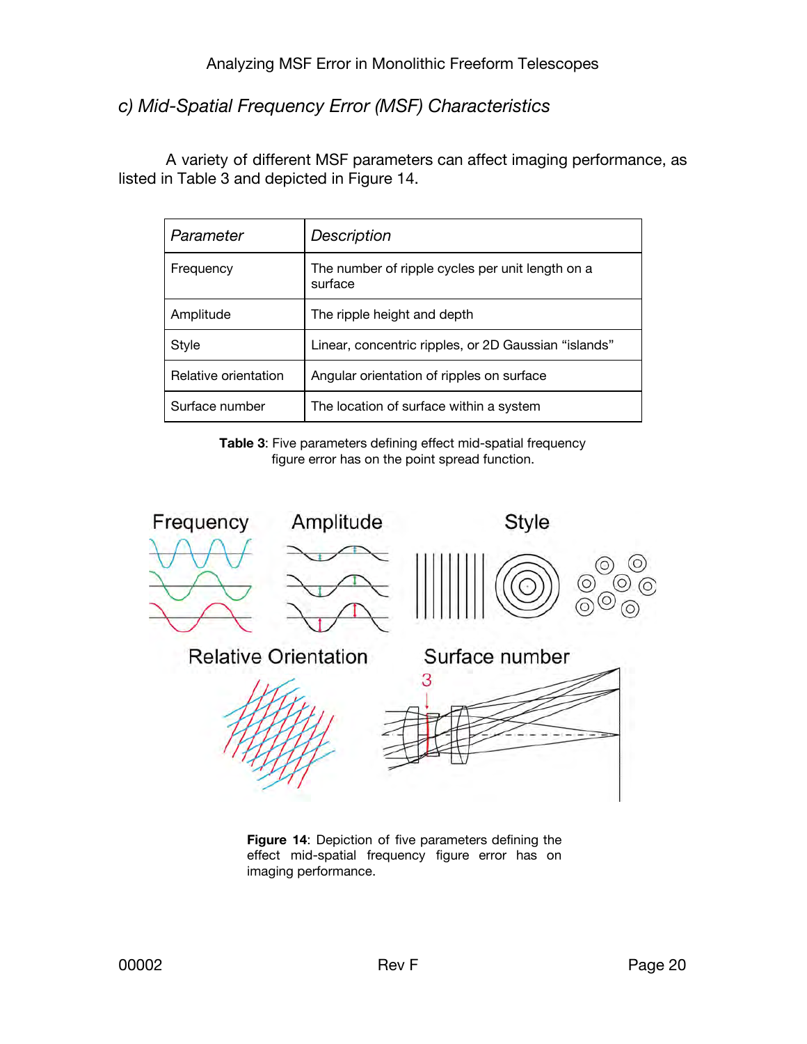### c) Mid-Spatial Frequency Error (MSF) Characteristics

A variety of different MSF parameters can affect imaging performance, as listed in Table 3 and depicted in Figure 14.

| *Parameter* | *Description* |
|---|---|
| Frequency | The number of ripple cycles per unit length on a surface |
| Amplitude | The ripple height and depth |
| Style | Linear, concentric ripples, or 2D Gaussian "islands" |
| Relative orientation | Angular orientation of ripples on surface |
| Surface number | The location of surface within a system |

**Table 3**: Five parameters defining effect mid-spatial frequency figure error has on the point spread function.

**Figure 14**: Depiction of five parameters defining the effect mid-spatial frequency figure error has on imaging performance.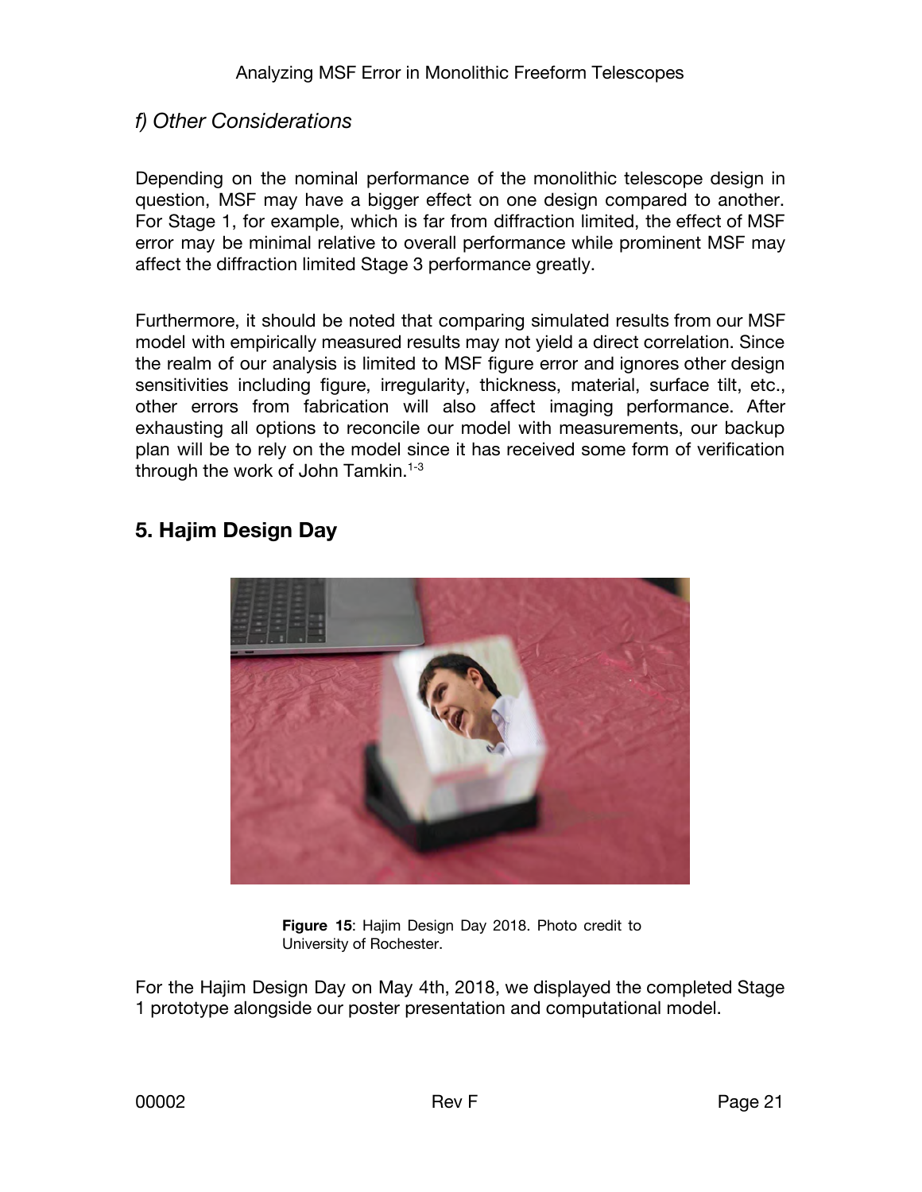### f) Other Considerations

Depending on the nominal performance of the monolithic telescope design in question, MSF may have a bigger effect on one design compared to another. For Stage 1, for example, which is far from diffraction limited, the effect of MSF error may be minimal relative to overall performance while prominent MSF may affect the diffraction limited Stage 3 performance greatly.

Furthermore, it should be noted that comparing simulated results from our MSF model with empirically measured results may not yield a direct correlation. Since the realm of our analysis is limited to MSF figure error and ignores other design sensitivities including figure, irregularity, thickness, material, surface tilt, etc., other errors from fabrication will also affect imaging performance. After exhausting all options to reconcile our model with measurements, our backup plan will be to rely on the model since it has received some form of verification through the work of John Tamkin.[1-3]

## 5. Hajim Design Day

**Figure 15**: Hajim Design Day 2018. Photo credit to University of Rochester.

For the Hajim Design Day on May 4th, 2018, we displayed the completed Stage 1 prototype alongside our poster presentation and computational model.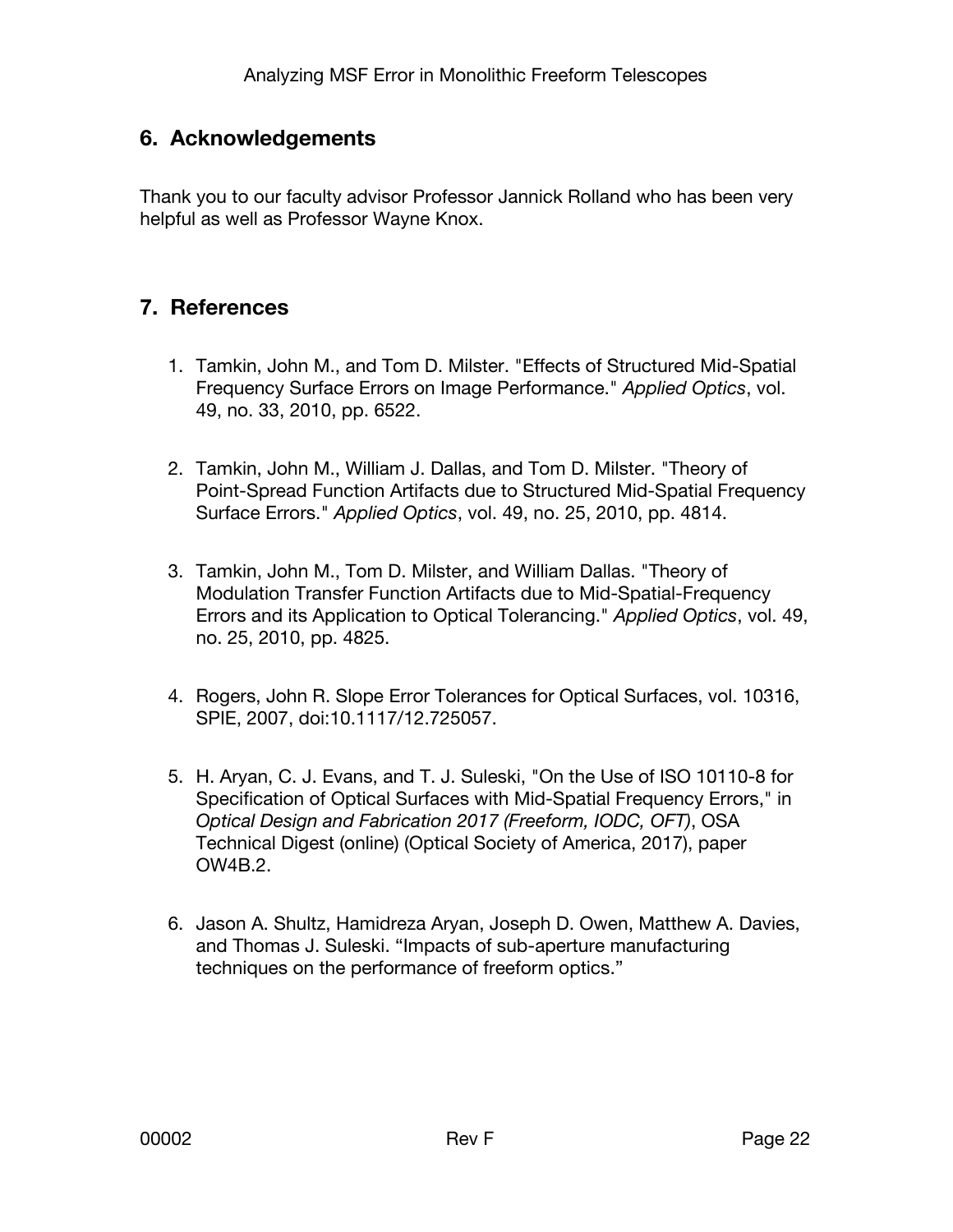## 6. Acknowledgements

Thank you to our faculty advisor Professor Jannick Rolland who has been very helpful as well as Professor Wayne Knox.

## 7. References

1. Tamkin, John M., and Tom D. Milster. "Effects of Structured Mid-Spatial Frequency Surface Errors on Image Performance." *Applied Optics*, vol. 49, no. 33, 2010, pp. 6522.

2. Tamkin, John M., William J. Dallas, and Tom D. Milster. "Theory of Point-Spread Function Artifacts due to Structured Mid-Spatial Frequency Surface Errors." *Applied Optics*, vol. 49, no. 25, 2010, pp. 4814.

3. Tamkin, John M., Tom D. Milster, and William Dallas. "Theory of Modulation Transfer Function Artifacts due to Mid-Spatial-Frequency Errors and its Application to Optical Tolerancing." *Applied Optics*, vol. 49, no. 25, 2010, pp. 4825.

4. Rogers, John R. Slope Error Tolerances for Optical Surfaces, vol. 10316, SPIE, 2007, doi:10.1117/12.725057.

5. H. Aryan, C. J. Evans, and T. J. Suleski, "On the Use of ISO 10110-8 for Specification of Optical Surfaces with Mid-Spatial Frequency Errors," in *Optical Design and Fabrication 2017 (Freeform, IODC, OFT)*, OSA Technical Digest (online) (Optical Society of America, 2017), paper OW4B.2.

6. Jason A. Shultz, Hamidreza Aryan, Joseph D. Owen, Matthew A. Davies, and Thomas J. Suleski. "Impacts of sub-aperture manufacturing techniques on the performance of freeform optics."